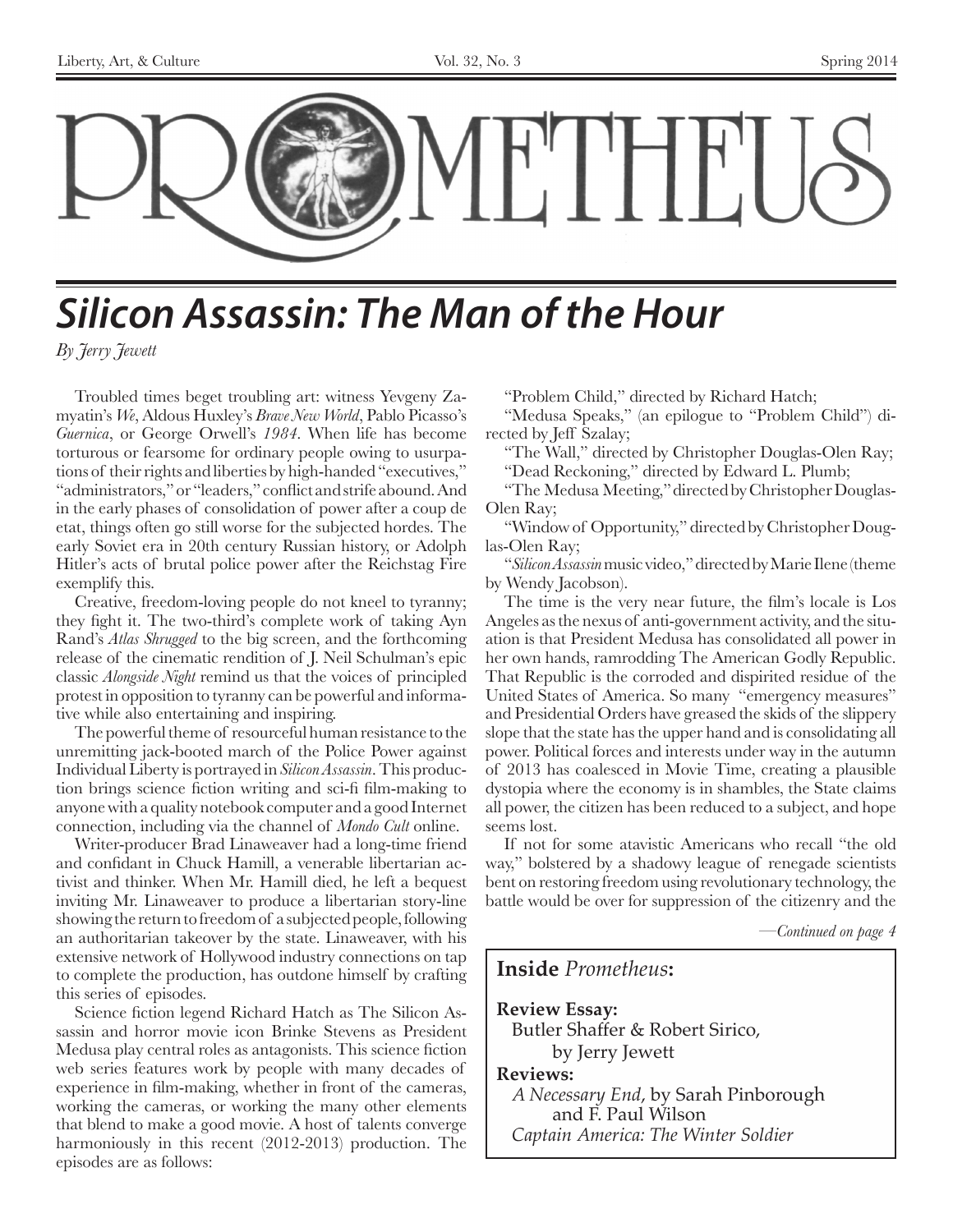# PROMETHEUS

## *Silicon Assassin: The Man of the Hour*

*By Jerry Jewett*

Troubled times beget troubling art: witness Yevgeny Zamyatin's *We*, Aldous Huxley's *Brave New World*, Pablo Picasso's *Guernica*, or George Orwell's *1984*. When life has become torturous or fearsome for ordinary people owing to usurpations of their rights and liberties by high-handed "executives," "administrators," or "leaders," conflict and strife abound. And in the early phases of consolidation of power after a coup de etat, things often go still worse for the subjected hordes. The early Soviet era in 20th century Russian history, or Adolph Hitler's acts of brutal police power after the Reichstag Fire exemplify this.

Creative, freedom-loving people do not kneel to tyranny; they fight it. The two-third's complete work of taking Ayn Rand's *Atlas Shrugged* to the big screen, and the forthcoming release of the cinematic rendition of J. Neil Schulman's epic classic *Alongside Night* remind us that the voices of principled protest in opposition to tyranny can be powerful and informative while also entertaining and inspiring.

The powerful theme of resourceful human resistance to the unremitting jack-booted march of the Police Power against Individual Liberty is portrayed in *Silicon Assassin*. This production brings science fiction writing and sci-fi film-making to anyone with a quality notebook computer and a good Internet connection, including via the channel of *Mondo Cult* online.

Writer-producer Brad Linaweaver had a long-time friend and confidant in Chuck Hamill, a venerable libertarian activist and thinker. When Mr. Hamill died, he left a bequest inviting Mr. Linaweaver to produce a libertarian story-line showing the return to freedom of a subjected people, following an authoritarian takeover by the state. Linaweaver, with his extensive network of Hollywood industry connections on tap to complete the production, has outdone himself by crafting this series of episodes.

Science fiction legend Richard Hatch as The Silicon Assassin and horror movie icon Brinke Stevens as President Medusa play central roles as antagonists. This science fiction web series features work by people with many decades of experience in film-making, whether in front of the cameras, working the cameras, or working the many other elements that blend to make a good movie. A host of talents converge harmoniously in this recent (2012-2013) production. The episodes are as follows:

"Problem Child," directed by Richard Hatch;

"Medusa Speaks," (an epilogue to "Problem Child") directed by Jeff Szalay;

"The Wall," directed by Christopher Douglas-Olen Ray;

"Dead Reckoning," directed by Edward L. Plumb;

"The Medusa Meeting," directed by Christopher Douglas-Olen Ray;

"Window of Opportunity," directed by Christopher Douglas-Olen Ray;

"*Silicon Assassin* music video," directed by Marie Ilene (theme by Wendy Jacobson).

The time is the very near future, the film's locale is Los Angeles as the nexus of anti-government activity, and the situation is that President Medusa has consolidated all power in her own hands, ramrodding The American Godly Republic. That Republic is the corroded and dispirited residue of the United States of America. So many "emergency measures" and Presidential Orders have greased the skids of the slippery slope that the state has the upper hand and is consolidating all power. Political forces and interests under way in the autumn of 2013 has coalesced in Movie Time, creating a plausible dystopia where the economy is in shambles, the State claims all power, the citizen has been reduced to a subject, and hope seems lost.

If not for some atavistic Americans who recall "the old way," bolstered by a shadowy league of renegade scientists bent on restoring freedom using revolutionary technology, the battle would be over for suppression of the citizenry and the

*—Continued on page 4*

**Inside** *Prometheus***:**

**Review Essay:**
Butler Shaffer & Robert Sirico, by Jerry Jewett

**Reviews:**
*A Necessary End*, by Sarah Pinborough and F. Paul Wilson
*Captain America: The Winter Soldier*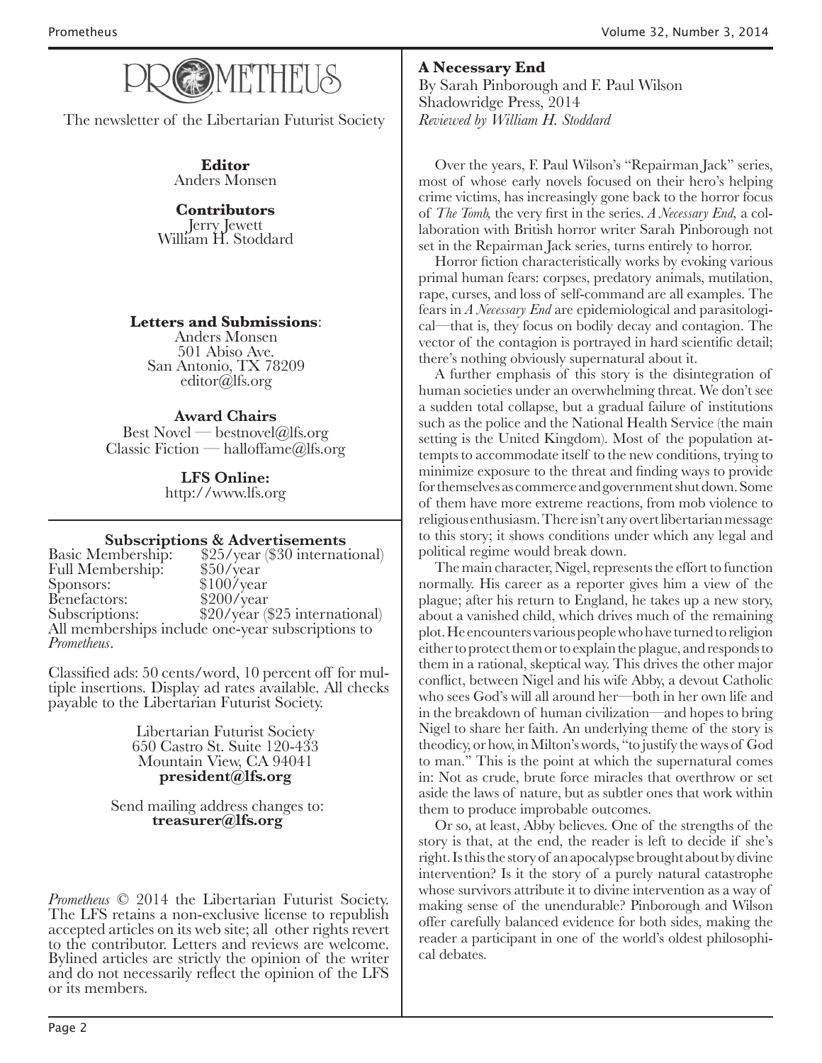# PROMETHEUS

The newsletter of the Libertarian Futurist Society

**Editor**
Anders Monsen

**Contributors**
Jerry Jewett
William H. Stoddard

**Letters and Submissions**:
Anders Monsen
501 Abiso Ave.
San Antonio, TX 78209
editor@lfs.org

**Award Chairs**
Best Novel — bestnovel@lfs.org
Classic Fiction — halloffame@lfs.org

**LFS Online:**
http://www.lfs.org

**Subscriptions & Advertisements**

| | |
|---|---|
| Basic Membership: | $25/year ($30 international) |
| Full Membership: | $50/year |
| Sponsors: | $100/year |
| Benefactors: | $200/year |
| Subscriptions: | $20/year ($25 international) |

All memberships include one-year subscriptions to *Prometheus*.

Classified ads: 50 cents/word, 10 percent off for multiple insertions. Display ad rates available. All checks payable to the Libertarian Futurist Society.

Libertarian Futurist Society
650 Castro St. Suite 120-433
Mountain View, CA 94041
**president@lfs.org**

Send mailing address changes to:
**treasurer@lfs.org**

*Prometheus* © 2014 the Libertarian Futurist Society. The LFS retains a non-exclusive license to republish accepted articles on its web site; all other rights revert to the contributor. Letters and reviews are welcome. Bylined articles are strictly the opinion of the writer and do not necessarily reflect the opinion of the LFS or its members.

## A Necessary End

By Sarah Pinborough and F. Paul Wilson
Shadowridge Press, 2014
*Reviewed by William H. Stoddard*

Over the years, F. Paul Wilson's "Repairman Jack" series, most of whose early novels focused on their hero's helping crime victims, has increasingly gone back to the horror focus of *The Tomb,* the very first in the series. *A Necessary End,* a collaboration with British horror writer Sarah Pinborough not set in the Repairman Jack series, turns entirely to horror.

Horror fiction characteristically works by evoking various primal human fears: corpses, predatory animals, mutilation, rape, curses, and loss of self-command are all examples. The fears in *A Necessary End* are epidemiological and parasitological—that is, they focus on bodily decay and contagion. The vector of the contagion is portrayed in hard scientific detail; there's nothing obviously supernatural about it.

A further emphasis of this story is the disintegration of human societies under an overwhelming threat. We don't see a sudden total collapse, but a gradual failure of institutions such as the police and the National Health Service (the main setting is the United Kingdom). Most of the population attempts to accommodate itself to the new conditions, trying to minimize exposure to the threat and finding ways to provide for themselves as commerce and government shut down. Some of them have more extreme reactions, from mob violence to religious enthusiasm. There isn't any overt libertarian message to this story; it shows conditions under which any legal and political regime would break down.

The main character, Nigel, represents the effort to function normally. His career as a reporter gives him a view of the plague; after his return to England, he takes up a new story, about a vanished child, which drives much of the remaining plot. He encounters various people who have turned to religion either to protect them or to explain the plague, and responds to them in a rational, skeptical way. This drives the other major conflict, between Nigel and his wife Abby, a devout Catholic who sees God's will all around her—both in her own life and in the breakdown of human civilization—and hopes to bring Nigel to share her faith. An underlying theme of the story is theodicy, or how, in Milton's words, "to justify the ways of God to man." This is the point at which the supernatural comes in: Not as crude, brute force miracles that overthrow or set aside the laws of nature, but as subtler ones that work within them to produce improbable outcomes.

Or so, at least, Abby believes. One of the strengths of the story is that, at the end, the reader is left to decide if she's right. Is this the story of an apocalypse brought about by divine intervention? Is it the story of a purely natural catastrophe whose survivors attribute it to divine intervention as a way of making sense of the unendurable? Pinborough and Wilson offer carefully balanced evidence for both sides, making the reader a participant in one of the world's oldest philosophical debates.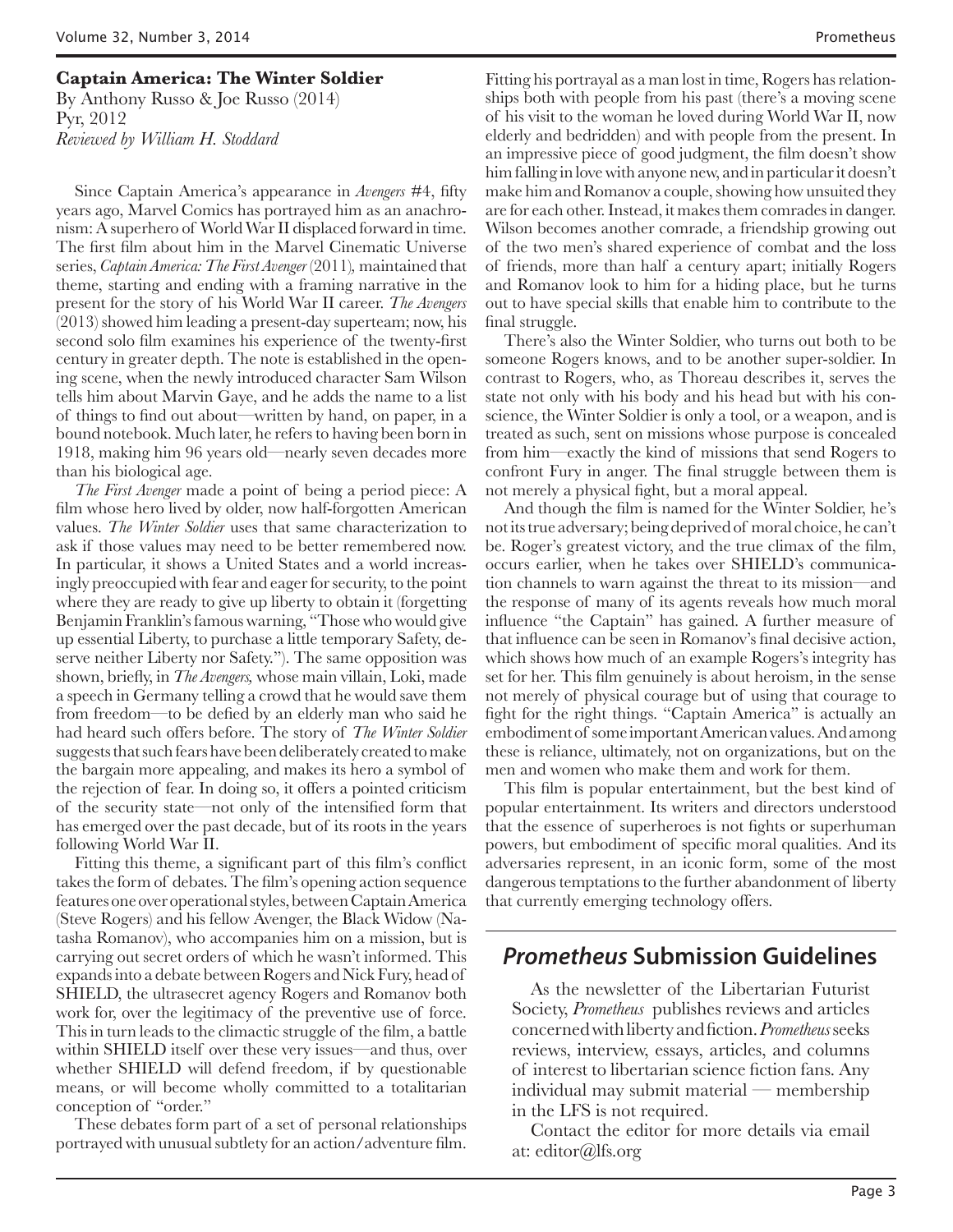### Captain America: The Winter Soldier

By Anthony Russo & Joe Russo (2014)
Pyr, 2012
*Reviewed by William H. Stoddard*

Since Captain America's appearance in *Avengers* #4, fifty years ago, Marvel Comics has portrayed him as an anachronism: A superhero of World War II displaced forward in time. The first film about him in the Marvel Cinematic Universe series, *Captain America: The First Avenger* (2011), maintained that theme, starting and ending with a framing narrative in the present for the story of his World War II career. *The Avengers* (2013) showed him leading a present-day superteam; now, his second solo film examines his experience of the twenty-first century in greater depth. The note is established in the opening scene, when the newly introduced character Sam Wilson tells him about Marvin Gaye, and he adds the name to a list of things to find out about—written by hand, on paper, in a bound notebook. Much later, he refers to having been born in 1918, making him 96 years old—nearly seven decades more than his biological age.

*The First Avenger* made a point of being a period piece: A film whose hero lived by older, now half-forgotten American values. *The Winter Soldier* uses that same characterization to ask if those values may need to be better remembered now. In particular, it shows a United States and a world increasingly preoccupied with fear and eager for security, to the point where they are ready to give up liberty to obtain it (forgetting Benjamin Franklin's famous warning, "Those who would give up essential Liberty, to purchase a little temporary Safety, deserve neither Liberty nor Safety."). The same opposition was shown, briefly, in *The Avengers,* whose main villain, Loki, made a speech in Germany telling a crowd that he would save them from freedom—to be defied by an elderly man who said he had heard such offers before. The story of *The Winter Soldier* suggests that such fears have been deliberately created to make the bargain more appealing, and makes its hero a symbol of the rejection of fear. In doing so, it offers a pointed criticism of the security state—not only of the intensified form that has emerged over the past decade, but of its roots in the years following World War II.

Fitting this theme, a significant part of this film's conflict takes the form of debates. The film's opening action sequence features one over operational styles, between Captain America (Steve Rogers) and his fellow Avenger, the Black Widow (Natasha Romanov), who accompanies him on a mission, but is carrying out secret orders of which he wasn't informed. This expands into a debate between Rogers and Nick Fury, head of SHIELD, the ultrasecret agency Rogers and Romanov both work for, over the legitimacy of the preventive use of force. This in turn leads to the climactic struggle of the film, a battle within SHIELD itself over these very issues—and thus, over whether SHIELD will defend freedom, if by questionable means, or will become wholly committed to a totalitarian conception of "order."

These debates form part of a set of personal relationships portrayed with unusual subtlety for an action/adventure film. Fitting his portrayal as a man lost in time, Rogers has relationships both with people from his past (there's a moving scene of his visit to the woman he loved during World War II, now elderly and bedridden) and with people from the present. In an impressive piece of good judgment, the film doesn't show him falling in love with anyone new, and in particular it doesn't make him and Romanov a couple, showing how unsuited they are for each other. Instead, it makes them comrades in danger. Wilson becomes another comrade, a friendship growing out of the two men's shared experience of combat and the loss of friends, more than half a century apart; initially Rogers and Romanov look to him for a hiding place, but he turns out to have special skills that enable him to contribute to the final struggle.

There's also the Winter Soldier, who turns out both to be someone Rogers knows, and to be another super-soldier. In contrast to Rogers, who, as Thoreau describes it, serves the state not only with his body and his head but with his conscience, the Winter Soldier is only a tool, or a weapon, and is treated as such, sent on missions whose purpose is concealed from him—exactly the kind of missions that send Rogers to confront Fury in anger. The final struggle between them is not merely a physical fight, but a moral appeal.

And though the film is named for the Winter Soldier, he's not its true adversary; being deprived of moral choice, he can't be. Roger's greatest victory, and the true climax of the film, occurs earlier, when he takes over SHIELD's communication channels to warn against the threat to its mission—and the response of many of its agents reveals how much moral influence "the Captain" has gained. A further measure of that influence can be seen in Romanov's final decisive action, which shows how much of an example Rogers's integrity has set for her. This film genuinely is about heroism, in the sense not merely of physical courage but of using that courage to fight for the right things. "Captain America" is actually an embodiment of some important American values. And among these is reliance, ultimately, not on organizations, but on the men and women who make them and work for them.

This film is popular entertainment, but the best kind of popular entertainment. Its writers and directors understood that the essence of superheroes is not fights or superhuman powers, but embodiment of specific moral qualities. And its adversaries represent, in an iconic form, some of the most dangerous temptations to the further abandonment of liberty that currently emerging technology offers.

## *Prometheus* Submission Guidelines

As the newsletter of the Libertarian Futurist Society, *Prometheus* publishes reviews and articles concerned with liberty and fiction. *Prometheus* seeks reviews, interview, essays, articles, and columns of interest to libertarian science fiction fans. Any individual may submit material — membership in the LFS is not required.

Contact the editor for more details via email at: editor@lfs.org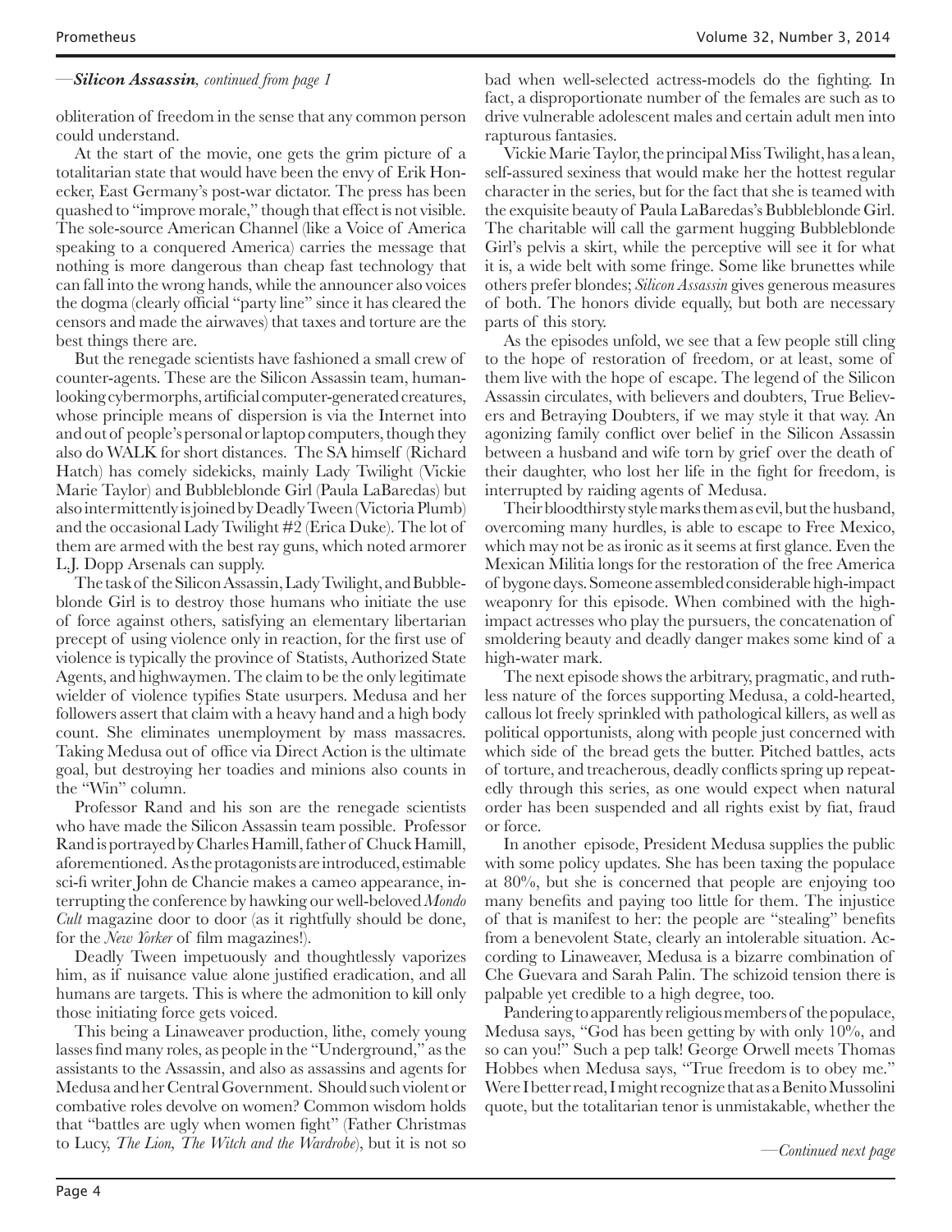—*Silicon Assassin, continued from page 1*

obliteration of freedom in the sense that any common person could understand.

At the start of the movie, one gets the grim picture of a totalitarian state that would have been the envy of Erik Honecker, East Germany's post-war dictator. The press has been quashed to "improve morale," though that effect is not visible. The sole-source American Channel (like a Voice of America speaking to a conquered America) carries the message that nothing is more dangerous than cheap fast technology that can fall into the wrong hands, while the announcer also voices the dogma (clearly official "party line" since it has cleared the censors and made the airwaves) that taxes and torture are the best things there are.

But the renegade scientists have fashioned a small crew of counter-agents. These are the Silicon Assassin team, human-looking cybermorphs, artificial computer-generated creatures, whose principle means of dispersion is via the Internet into and out of people's personal or laptop computers, though they also do WALK for short distances. The SA himself (Richard Hatch) has comely sidekicks, mainly Lady Twilight (Vickie Marie Taylor) and Bubbleblonde Girl (Paula LaBaredas) but also intermittently is joined by Deadly Tween (Victoria Plumb) and the occasional Lady Twilight #2 (Erica Duke). The lot of them are armed with the best ray guns, which noted armorer L.J. Dopp Arsenals can supply.

The task of the Silicon Assassin, Lady Twilight, and Bubbleblonde Girl is to destroy those humans who initiate the use of force against others, satisfying an elementary libertarian precept of using violence only in reaction, for the first use of violence is typically the province of Statists, Authorized State Agents, and highwaymen. The claim to be the only legitimate wielder of violence typifies State usurpers. Medusa and her followers assert that claim with a heavy hand and a high body count. She eliminates unemployment by mass massacres. Taking Medusa out of office via Direct Action is the ultimate goal, but destroying her toadies and minions also counts in the "Win" column.

Professor Rand and his son are the renegade scientists who have made the Silicon Assassin team possible. Professor Rand is portrayed by Charles Hamill, father of Chuck Hamill, aforementioned. As the protagonists are introduced, estimable sci-fi writer John de Chancie makes a cameo appearance, interrupting the conference by hawking our well-beloved *Mondo Cult* magazine door to door (as it rightfully should be done, for the *New Yorker* of film magazines!).

Deadly Tween impetuously and thoughtlessly vaporizes him, as if nuisance value alone justified eradication, and all humans are targets. This is where the admonition to kill only those initiating force gets voiced.

This being a Linaweaver production, lithe, comely young lasses find many roles, as people in the "Underground," as the assistants to the Assassin, and also as assassins and agents for Medusa and her Central Government. Should such violent or combative roles devolve on women? Common wisdom holds that "battles are ugly when women fight" (Father Christmas to Lucy, *The Lion, The Witch and the Wardrobe*), but it is not so bad when well-selected actress-models do the fighting. In fact, a disproportionate number of the females are such as to drive vulnerable adolescent males and certain adult men into rapturous fantasies.

Vickie Marie Taylor, the principal Miss Twilight, has a lean, self-assured sexiness that would make her the hottest regular character in the series, but for the fact that she is teamed with the exquisite beauty of Paula LaBaredas's Bubbleblonde Girl. The charitable will call the garment hugging Bubbleblonde Girl's pelvis a skirt, while the perceptive will see it for what it is, a wide belt with some fringe. Some like brunettes while others prefer blondes; *Silicon Assassin* gives generous measures of both. The honors divide equally, but both are necessary parts of this story.

As the episodes unfold, we see that a few people still cling to the hope of restoration of freedom, or at least, some of them live with the hope of escape. The legend of the Silicon Assassin circulates, with believers and doubters, True Believers and Betraying Doubters, if we may style it that way. An agonizing family conflict over belief in the Silicon Assassin between a husband and wife torn by grief over the death of their daughter, who lost her life in the fight for freedom, is interrupted by raiding agents of Medusa.

Their bloodthirsty style marks them as evil, but the husband, overcoming many hurdles, is able to escape to Free Mexico, which may not be as ironic as it seems at first glance. Even the Mexican Militia longs for the restoration of the free America of bygone days. Someone assembled considerable high-impact weaponry for this episode. When combined with the high-impact actresses who play the pursuers, the concatenation of smoldering beauty and deadly danger makes some kind of a high-water mark.

The next episode shows the arbitrary, pragmatic, and ruthless nature of the forces supporting Medusa, a cold-hearted, callous lot freely sprinkled with pathological killers, as well as political opportunists, along with people just concerned with which side of the bread gets the butter. Pitched battles, acts of torture, and treacherous, deadly conflicts spring up repeatedly through this series, as one would expect when natural order has been suspended and all rights exist by fiat, fraud or force.

In another episode, President Medusa supplies the public with some policy updates. She has been taxing the populace at 80%, but she is concerned that people are enjoying too many benefits and paying too little for them. The injustice of that is manifest to her: the people are "stealing" benefits from a benevolent State, clearly an intolerable situation. According to Linaweaver, Medusa is a bizarre combination of Che Guevara and Sarah Palin. The schizoid tension there is palpable yet credible to a high degree, too.

Pandering to apparently religious members of the populace, Medusa says, "God has been getting by with only 10%, and so can you!" Such a pep talk! George Orwell meets Thomas Hobbes when Medusa says, "True freedom is to obey me." Were I better read, I might recognize that as a Benito Mussolini quote, but the totalitarian tenor is unmistakable, whether the

—*Continued next page*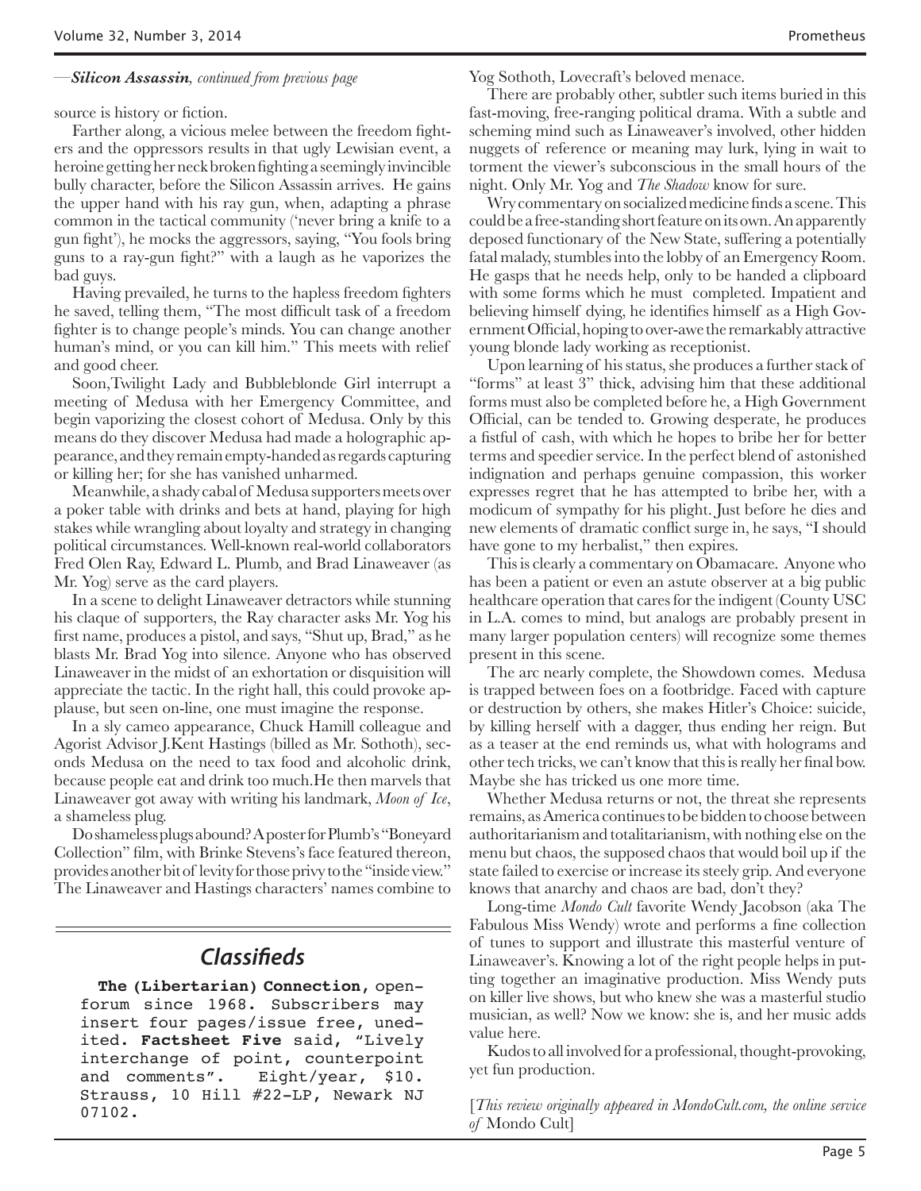—*Silicon Assassin, continued from previous page*

source is history or fiction.

Farther along, a vicious melee between the freedom fighters and the oppressors results in that ugly Lewisian event, a heroine getting her neck broken fighting a seemingly invincible bully character, before the Silicon Assassin arrives. He gains the upper hand with his ray gun, when, adapting a phrase common in the tactical community ('never bring a knife to a gun fight'), he mocks the aggressors, saying, "You fools bring guns to a ray-gun fight?" with a laugh as he vaporizes the bad guys.

Having prevailed, he turns to the hapless freedom fighters he saved, telling them, "The most difficult task of a freedom fighter is to change people's minds. You can change another human's mind, or you can kill him." This meets with relief and good cheer.

Soon,Twilight Lady and Bubbleblonde Girl interrupt a meeting of Medusa with her Emergency Committee, and begin vaporizing the closest cohort of Medusa. Only by this means do they discover Medusa had made a holographic appearance, and they remain empty-handed as regards capturing or killing her; for she has vanished unharmed.

Meanwhile, a shady cabal of Medusa supporters meets over a poker table with drinks and bets at hand, playing for high stakes while wrangling about loyalty and strategy in changing political circumstances. Well-known real-world collaborators Fred Olen Ray, Edward L. Plumb, and Brad Linaweaver (as Mr. Yog) serve as the card players.

In a scene to delight Linaweaver detractors while stunning his claque of supporters, the Ray character asks Mr. Yog his first name, produces a pistol, and says, "Shut up, Brad," as he blasts Mr. Brad Yog into silence. Anyone who has observed Linaweaver in the midst of an exhortation or disquisition will appreciate the tactic. In the right hall, this could provoke applause, but seen on-line, one must imagine the response.

In a sly cameo appearance, Chuck Hamill colleague and Agorist Advisor J.Kent Hastings (billed as Mr. Sothoth), seconds Medusa on the need to tax food and alcoholic drink, because people eat and drink too much.He then marvels that Linaweaver got away with writing his landmark, *Moon of Ice*, a shameless plug.

Do shameless plugs abound? A poster for Plumb's "Boneyard Collection" film, with Brinke Stevens's face featured thereon, provides another bit of levity for those privy to the "inside view." The Linaweaver and Hastings characters' names combine to Yog Sothoth, Lovecraft's beloved menace.

There are probably other, subtler such items buried in this fast-moving, free-ranging political drama. With a subtle and scheming mind such as Linaweaver's involved, other hidden nuggets of reference or meaning may lurk, lying in wait to torment the viewer's subconscious in the small hours of the night. Only Mr. Yog and *The Shadow* know for sure.

Wry commentary on socialized medicine finds a scene. This could be a free-standing short feature on its own. An apparently deposed functionary of the New State, suffering a potentially fatal malady, stumbles into the lobby of an Emergency Room. He gasps that he needs help, only to be handed a clipboard with some forms which he must completed. Impatient and believing himself dying, he identifies himself as a High Government Official, hoping to over-awe the remarkably attractive young blonde lady working as receptionist.

Upon learning of his status, she produces a further stack of "forms" at least 3" thick, advising him that these additional forms must also be completed before he, a High Government Official, can be tended to. Growing desperate, he produces a fistful of cash, with which he hopes to bribe her for better terms and speedier service. In the perfect blend of astonished indignation and perhaps genuine compassion, this worker expresses regret that he has attempted to bribe her, with a modicum of sympathy for his plight. Just before he dies and new elements of dramatic conflict surge in, he says, "I should have gone to my herbalist," then expires.

This is clearly a commentary on Obamacare. Anyone who has been a patient or even an astute observer at a big public healthcare operation that cares for the indigent (County USC in L.A. comes to mind, but analogs are probably present in many larger population centers) will recognize some themes present in this scene.

The arc nearly complete, the Showdown comes. Medusa is trapped between foes on a footbridge. Faced with capture or destruction by others, she makes Hitler's Choice: suicide, by killing herself with a dagger, thus ending her reign. But as a teaser at the end reminds us, what with holograms and other tech tricks, we can't know that this is really her final bow. Maybe she has tricked us one more time.

Whether Medusa returns or not, the threat she represents remains, as America continues to be bidden to choose between authoritarianism and totalitarianism, with nothing else on the menu but chaos, the supposed chaos that would boil up if the state failed to exercise or increase its steely grip. And everyone knows that anarchy and chaos are bad, don't they?

Long-time *Mondo Cult* favorite Wendy Jacobson (aka The Fabulous Miss Wendy) wrote and performs a fine collection of tunes to support and illustrate this masterful venture of Linaweaver's. Knowing a lot of the right people helps in putting together an imaginative production. Miss Wendy puts on killer live shows, but who knew she was a masterful studio musician, as well? Now we know: she is, and her music adds value here.

Kudos to all involved for a professional, thought-provoking, yet fun production.

[*This review originally appeared in MondoCult.com, the online service of* Mondo Cult]

## Classifieds

**The (Libertarian) Connection,** open-forum since 1968. Subscribers may insert four pages/issue free, unedited. **Factsheet Five** said, "Lively interchange of point, counterpoint and comments". Eight/year, $10. Strauss, 10 Hill #22-LP, Newark NJ 07102.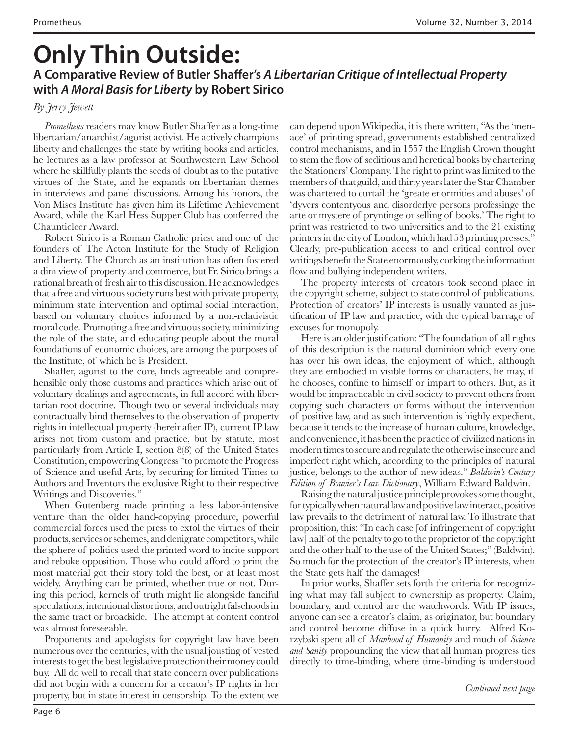# Only Thin Outside:

## A Comparative Review of Butler Shaffer's *A Libertarian Critique of Intellectual Property* with *A Moral Basis for Liberty* by Robert Sirico

*By Jerry Jewett*

*Prometheus* readers may know Butler Shaffer as a long-time libertarian/anarchist/agorist activist. He actively champions liberty and challenges the state by writing books and articles, he lectures as a law professor at Southwestern Law School where he skillfully plants the seeds of doubt as to the putative virtues of the State, and he expands on libertarian themes in interviews and panel discussions. Among his honors, the Von Mises Institute has given him its Lifetime Achievement Award, while the Karl Hess Supper Club has conferred the Chaunticleer Award.

Robert Sirico is a Roman Catholic priest and one of the founders of The Acton Institute for the Study of Religion and Liberty. The Church as an institution has often fostered a dim view of property and commerce, but Fr. Sirico brings a rational breath of fresh air to this discussion. He acknowledges that a free and virtuous society runs best with private property, minimum state intervention and optimal social interaction, based on voluntary choices informed by a non-relativistic moral code. Promoting a free and virtuous society, minimizing the role of the state, and educating people about the moral foundations of economic choices, are among the purposes of the Institute, of which he is President.

Shaffer, agorist to the core, finds agreeable and comprehensible only those customs and practices which arise out of voluntary dealings and agreements, in full accord with libertarian root doctrine. Though two or several individuals may contractually bind themselves to the observation of property rights in intellectual property (hereinafter IP), current IP law arises not from custom and practice, but by statute, most particularly from Article I, section 8(8) of the United States Constitution, empowering Congress "to promote the Progress of Science and useful Arts, by securing for limited Times to Authors and Inventors the exclusive Right to their respective Writings and Discoveries."

When Gutenberg made printing a less labor-intensive venture than the older hand-copying procedure, powerful commercial forces used the press to extol the virtues of their products, services or schemes, and denigrate competitors, while the sphere of politics used the printed word to incite support and rebuke opposition. Those who could afford to print the most material got their story told the best, or at least most widely. Anything can be printed, whether true or not. During this period, kernels of truth might lie alongside fanciful speculations, intentional distortions, and outright falsehoods in the same tract or broadside. The attempt at content control was almost foreseeable.

Proponents and apologists for copyright law have been numerous over the centuries, with the usual jousting of vested interests to get the best legislative protection their money could buy. All do well to recall that state concern over publications did not begin with a concern for a creator's IP rights in her property, but in state interest in censorship. To the extent we can depend upon Wikipedia, it is there written, "As the 'menace' of printing spread, governments established centralized control mechanisms, and in 1557 the English Crown thought to stem the flow of seditious and heretical books by chartering the Stationers' Company. The right to print was limited to the members of that guild, and thirty years later the Star Chamber was chartered to curtail the 'greate enormities and abuses' of 'dyvers contentyous and disorderlye persons professinge the arte or mystere of pryntinge or selling of books.' The right to print was restricted to two universities and to the 21 existing printers in the city of London, which had 53 printing presses." Clearly, pre-publication access to and critical control over writings benefit the State enormously, corking the information flow and bullying independent writers.

The property interests of creators took second place in the copyright scheme, subject to state control of publications. Protection of creators' IP interests is usually vaunted as justification of IP law and practice, with the typical barrage of excuses for monopoly.

Here is an older justification: "The foundation of all rights of this description is the natural dominion which every one has over his own ideas, the enjoyment of which, although they are embodied in visible forms or characters, he may, if he chooses, confine to himself or impart to others. But, as it would be impracticable in civil society to prevent others from copying such characters or forms without the intervention of positive law, and as such intervention is highly expedient, because it tends to the increase of human culture, knowledge, and convenience, it has been the practice of civilized nations in modern times to secure and regulate the otherwise insecure and imperfect right which, according to the principles of natural justice, belongs to the author of new ideas." *Baldwin's Century Edition of Bouvier's Law Dictionary*, William Edward Baldwin.

Raising the natural justice principle provokes some thought, for typically when natural law and positive law interact, positive law prevails to the detriment of natural law. To illustrate that proposition, this: "In each case [of infringement of copyright law] half of the penalty to go to the proprietor of the copyright and the other half to the use of the United States;" (Baldwin). So much for the protection of the creator's IP interests, when the State gets half the damages!

In prior works, Shaffer sets forth the criteria for recognizing what may fall subject to ownership as property. Claim, boundary, and control are the watchwords. With IP issues, anyone can see a creator's claim, as originator, but boundary and control become diffuse in a quick hurry. Alfred Korzybski spent all of *Manhood of Humanity* and much of *Science and Sanity* propounding the view that all human progress ties directly to time-binding, where time-binding is understood

—*Continued next page*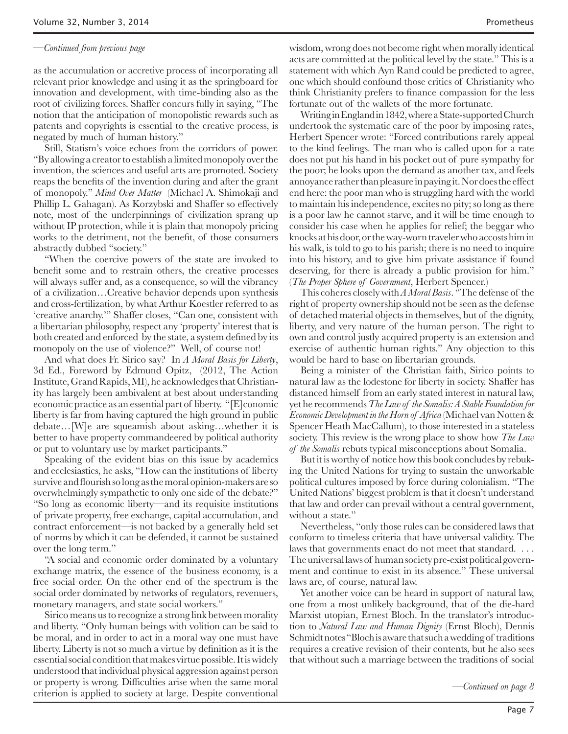—*Continued from previous page*

as the accumulation or accretive process of incorporating all relevant prior knowledge and using it as the springboard for innovation and development, with time-binding also as the root of civilizing forces. Shaffer concurs fully in saying, "The notion that the anticipation of monopolistic rewards such as patents and copyrights is essential to the creative process, is negated by much of human history."

Still, Statism's voice echoes from the corridors of power. "By allowing a creator to establish a limited monopoly over the invention, the sciences and useful arts are promoted. Society reaps the benefits of the invention during and after the grant of monopoly." *Mind Over Matter* (Michael A. Shimokaji and Phillip L. Gahagan). As Korzybski and Shaffer so effectively note, most of the underpinnings of civilization sprang up without IP protection, while it is plain that monopoly pricing works to the detriment, not the benefit, of those consumers abstractly dubbed "society."

"When the coercive powers of the state are invoked to benefit some and to restrain others, the creative processes will always suffer and, as a consequence, so will the vibrancy of a civilization…Creative behavior depends upon synthesis and cross-fertilization, by what Arthur Koestler referred to as 'creative anarchy.'" Shaffer closes, "Can one, consistent with a libertarian philosophy, respect any 'property' interest that is both created and enforced by the state, a system defined by its monopoly on the use of violence?" Well, of course not!

And what does Fr. Sirico say? In *A Moral Basis for Liberty*, 3d Ed., Foreword by Edmund Opitz, (2012, The Action Institute, Grand Rapids, MI), he acknowledges that Christianity has largely been ambivalent at best about understanding economic practice as an essential part of liberty. "[E]conomic liberty is far from having captured the high ground in public debate…[W]e are squeamish about asking…whether it is better to have property commandeered by political authority or put to voluntary use by market participants."

Speaking of the evident bias on this issue by academics and ecclesiastics, he asks, "How can the institutions of liberty survive and flourish so long as the moral opinion-makers are so overwhelmingly sympathetic to only one side of the debate?" "So long as economic liberty—and its requisite institutions of private property, free exchange, capital accumulation, and contract enforcement—is not backed by a generally held set of norms by which it can be defended, it cannot be sustained over the long term."

"A social and economic order dominated by a voluntary exchange matrix, the essence of the business economy, is a free social order. On the other end of the spectrum is the social order dominated by networks of regulators, revenuers, monetary managers, and state social workers."

Sirico means us to recognize a strong link between morality and liberty. "Only human beings with volition can be said to be moral, and in order to act in a moral way one must have liberty. Liberty is not so much a virtue by definition as it is the essential social condition that makes virtue possible. It is widely understood that individual physical aggression against person or property is wrong. Difficulties arise when the same moral criterion is applied to society at large. Despite conventional wisdom, wrong does not become right when morally identical acts are committed at the political level by the state." This is a statement with which Ayn Rand could be predicted to agree, one which should confound those critics of Christianity who think Christianity prefers to finance compassion for the less fortunate out of the wallets of the more fortunate.

Writing in England in 1842, where a State-supported Church undertook the systematic care of the poor by imposing rates, Herbert Spencer wrote: "Forced contributions rarely appeal to the kind feelings. The man who is called upon for a rate does not put his hand in his pocket out of pure sympathy for the poor; he looks upon the demand as another tax, and feels annoyance rather than pleasure in paying it. Nor does the effect end here: the poor man who is struggling hard with the world to maintain his independence, excites no pity; so long as there is a poor law he cannot starve, and it will be time enough to consider his case when he applies for relief; the beggar who knocks at his door, or the way-worn traveler who accosts him in his walk, is told to go to his parish; there is no need to inquire into his history, and to give him private assistance if found deserving, for there is already a public provision for him." (*The Proper Sphere of Government*, Herbert Spencer.)

This coheres closely with *A Moral Basis*. "The defense of the right of property ownership should not be seen as the defense of detached material objects in themselves, but of the dignity, liberty, and very nature of the human person. The right to own and control justly acquired property is an extension and exercise of authentic human rights." Any objection to this would be hard to base on libertarian grounds.

Being a minister of the Christian faith, Sirico points to natural law as the lodestone for liberty in society. Shaffer has distanced himself from an early stated interest in natural law, yet he recommends *The Law of the Somalis: A Stable Foundation for Economic Development in the Horn of Africa* (Michael van Notten & Spencer Heath MacCallum), to those interested in a stateless society. This review is the wrong place to show how *The Law of the Somalis* rebuts typical misconceptions about Somalia.

But it is worthy of notice how this book concludes by rebuking the United Nations for trying to sustain the unworkable political cultures imposed by force during colonialism. "The United Nations' biggest problem is that it doesn't understand that law and order can prevail without a central government, without a state."

Nevertheless, "only those rules can be considered laws that conform to timeless criteria that have universal validity. The laws that governments enact do not meet that standard. . . . The universal laws of human society pre-exist political government and continue to exist in its absence." These universal laws are, of course, natural law.

Yet another voice can be heard in support of natural law, one from a most unlikely background, that of the die-hard Marxist utopian, Ernest Bloch. In the translator's introduction to *Natural Law and Human Dignity* (Ernst Bloch), Dennis Schmidt notes "Bloch is aware that such a wedding of traditions requires a creative revision of their contents, but he also sees that without such a marriage between the traditions of social

—*Continued on page 8*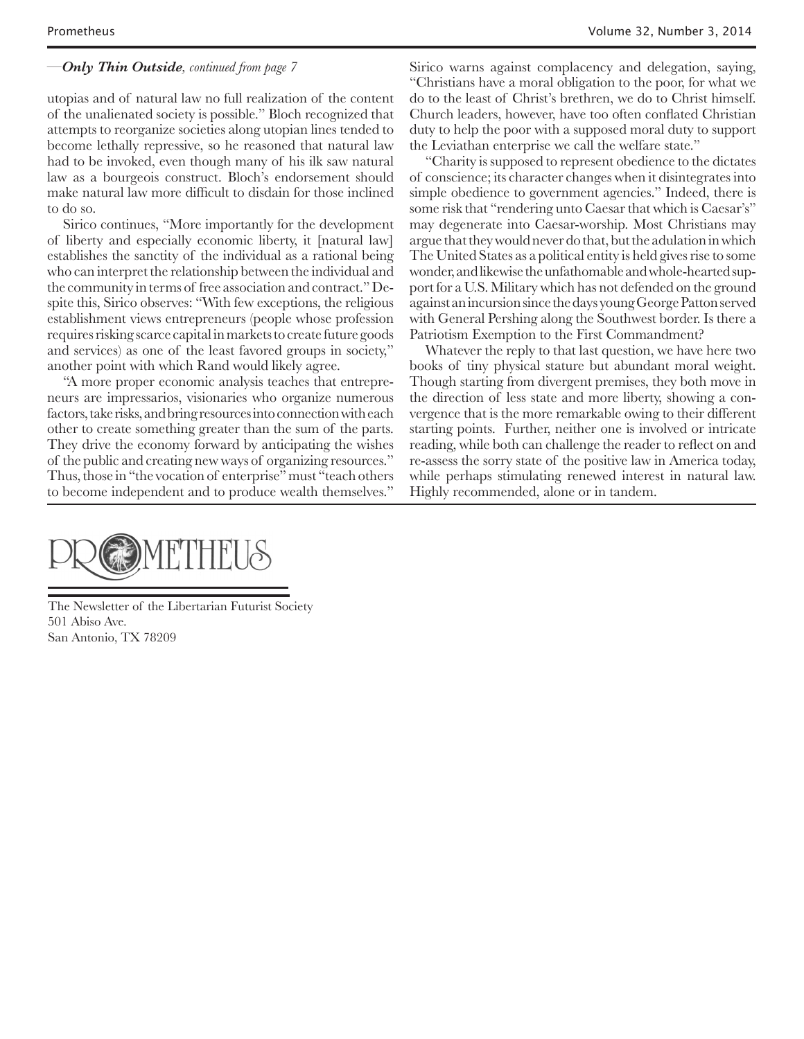—***Only Thin Outside***, *continued from page 7*

utopias and of natural law no full realization of the content of the unalienated society is possible." Bloch recognized that attempts to reorganize societies along utopian lines tended to become lethally repressive, so he reasoned that natural law had to be invoked, even though many of his ilk saw natural law as a bourgeois construct. Bloch's endorsement should make natural law more difficult to disdain for those inclined to do so.

Sirico continues, "More importantly for the development of liberty and especially economic liberty, it [natural law] establishes the sanctity of the individual as a rational being who can interpret the relationship between the individual and the community in terms of free association and contract." Despite this, Sirico observes: "With few exceptions, the religious establishment views entrepreneurs (people whose profession requires risking scarce capital in markets to create future goods and services) as one of the least favored groups in society," another point with which Rand would likely agree.

"A more proper economic analysis teaches that entrepreneurs are impressarios, visionaries who organize numerous factors, take risks, and bring resources into connection with each other to create something greater than the sum of the parts. They drive the economy forward by anticipating the wishes of the public and creating new ways of organizing resources." Thus, those in "the vocation of enterprise" must "teach others to become independent and to produce wealth themselves." Sirico warns against complacency and delegation, saying, "Christians have a moral obligation to the poor, for what we do to the least of Christ's brethren, we do to Christ himself. Church leaders, however, have too often conflated Christian duty to help the poor with a supposed moral duty to support the Leviathan enterprise we call the welfare state."

"Charity is supposed to represent obedience to the dictates of conscience; its character changes when it disintegrates into simple obedience to government agencies." Indeed, there is some risk that "rendering unto Caesar that which is Caesar's" may degenerate into Caesar-worship. Most Christians may argue that they would never do that, but the adulation in which The United States as a political entity is held gives rise to some wonder, and likewise the unfathomable and whole-hearted support for a U.S. Military which has not defended on the ground against an incursion since the days young George Patton served with General Pershing along the Southwest border. Is there a Patriotism Exemption to the First Commandment?

Whatever the reply to that last question, we have here two books of tiny physical stature but abundant moral weight. Though starting from divergent premises, they both move in the direction of less state and more liberty, showing a convergence that is the more remarkable owing to their different starting points. Further, neither one is involved or intricate reading, while both can challenge the reader to reflect on and re-assess the sorry state of the positive law in America today, while perhaps stimulating renewed interest in natural law. Highly recommended, alone or in tandem.

PROMETHEUS

The Newsletter of the Libertarian Futurist Society
501 Abiso Ave.
San Antonio, TX 78209